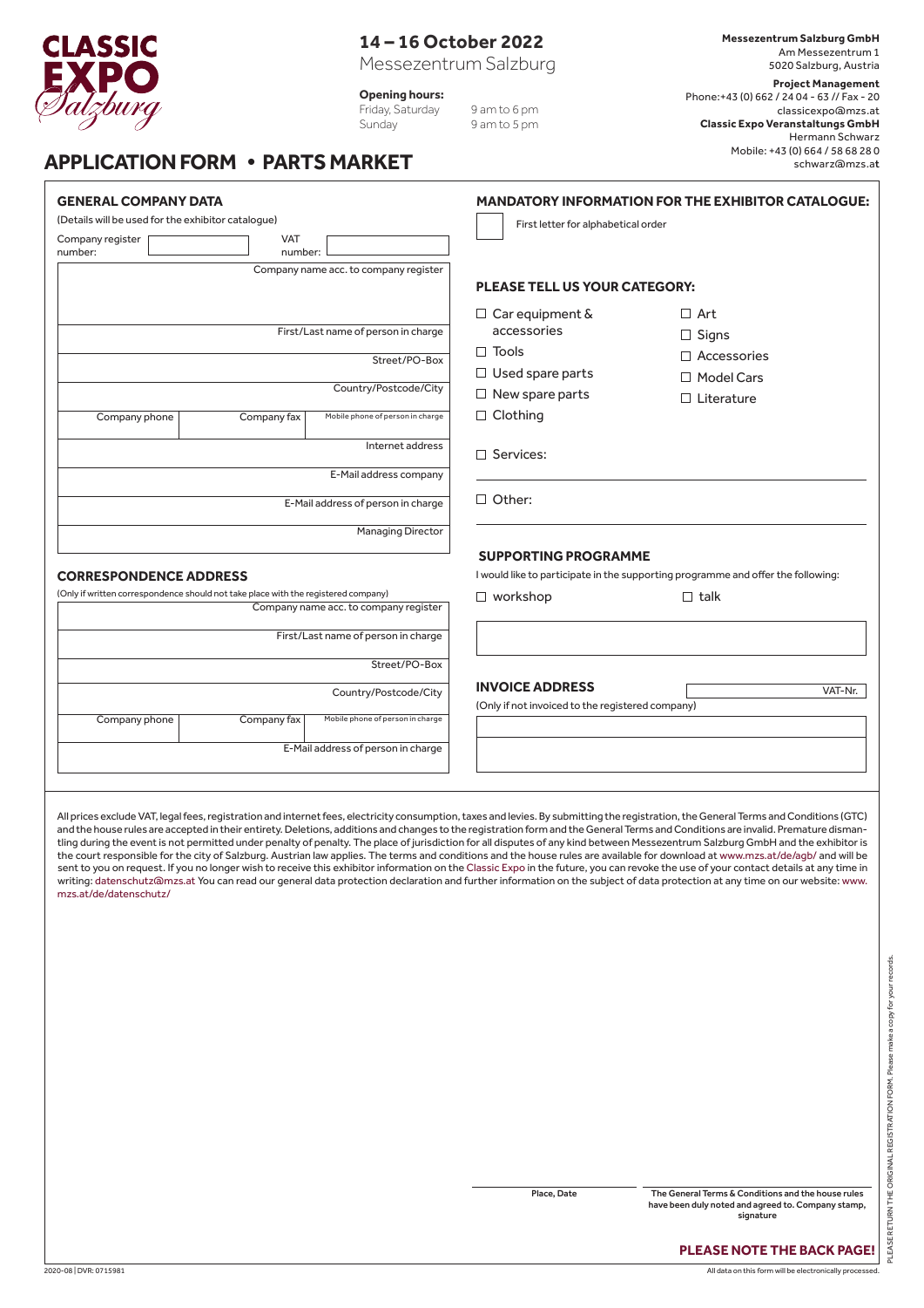CLASSIC EXPO Salzburg

## 14 – 16 October 2022

Messezentrum Salzburg

**Opening hours:**

Friday, Saturday 9 am to 6 pm
Sunday 9 am to 5 pm

**Messezentrum Salzburg GmbH**
Am Messezentrum 1
5020 Salzburg, Austria

**Project Management**
Phone:+43 (0) 662 / 24 04 - 63 // Fax - 20
classicexpo@mzs.at
**Classic Expo Veranstaltungs GmbH**
Hermann Schwarz
Mobile: +43 (0) 664 / 58 68 28 0
schwarz@mzs.at

# APPLICATION FORM • PARTS MARKET

### GENERAL COMPANY DATA

(Details will be used for the exhibitor catalogue)

Company register number: ____________ VAT number: ____________

Company name acc. to company register

First/Last name of person in charge

Street/PO-Box

Country/Postcode/City

Company phone | Company fax | Mobile phone of person in charge

Internet address

E-Mail address company

E-Mail address of person in charge

Managing Director

### CORRESPONDENCE ADDRESS

(Only if written correspondence should not take place with the registered company)

Company name acc. to company register

First/Last name of person in charge

Street/PO-Box

Country/Postcode/City

Company phone | Company fax | Mobile phone of person in charge

E-Mail address of person in charge

### MANDATORY INFORMATION FOR THE EXHIBITOR CATALOGUE:

☐ First letter for alphabetical order

### PLEASE TELL US YOUR CATEGORY:

- ☐ Car equipment & accessories
- ☐ Tools
- ☐ Used spare parts
- ☐ New spare parts
- ☐ Clothing
- ☐ Art
- ☐ Signs
- ☐ Accessories
- ☐ Model Cars
- ☐ Literature
- ☐ Services: ____________
- ☐ Other: ____________

### SUPPORTING PROGRAMME

I would like to participate in the supporting programme and offer the following:

☐ workshop ☐ talk

### INVOICE ADDRESS

VAT-Nr.

(Only if not invoiced to the registered company)

All prices exclude VAT, legal fees, registration and internet fees, electricity consumption, taxes and levies. By submitting the registration, the General Terms and Conditions (GTC) and the house rules are accepted in their entirety. Deletions, additions and changes to the registration form and the General Terms and Conditions are invalid. Premature dismantling during the event is not permitted under penalty of penalty. The place of jurisdiction for all disputes of any kind between Messezentrum Salzburg GmbH and the exhibitor is the court responsible for the city of Salzburg. Austrian law applies. The terms and conditions and the house rules are available for download at www.mzs.at/de/agb/ and will be sent to you on request. If you no longer wish to receive this exhibitor information on the Classic Expo in the future, you can revoke the use of your contact details at any time in writing: datenschutz@mzs.at You can read our general data protection declaration and further information on the subject of data protection at any time on our website: www.mzs.at/de/datenschutz/

Place, Date

The General Terms & Conditions and the house rules have been duly noted and agreed to. Company stamp, signature

**PLEASE NOTE THE BACK PAGE!**

PLEASE RETURN THE ORIGINAL REGISTRATION FORM. Please make a copy for your records.

2020-08 | DVR: 0715981

All data on this form will be electronically processed.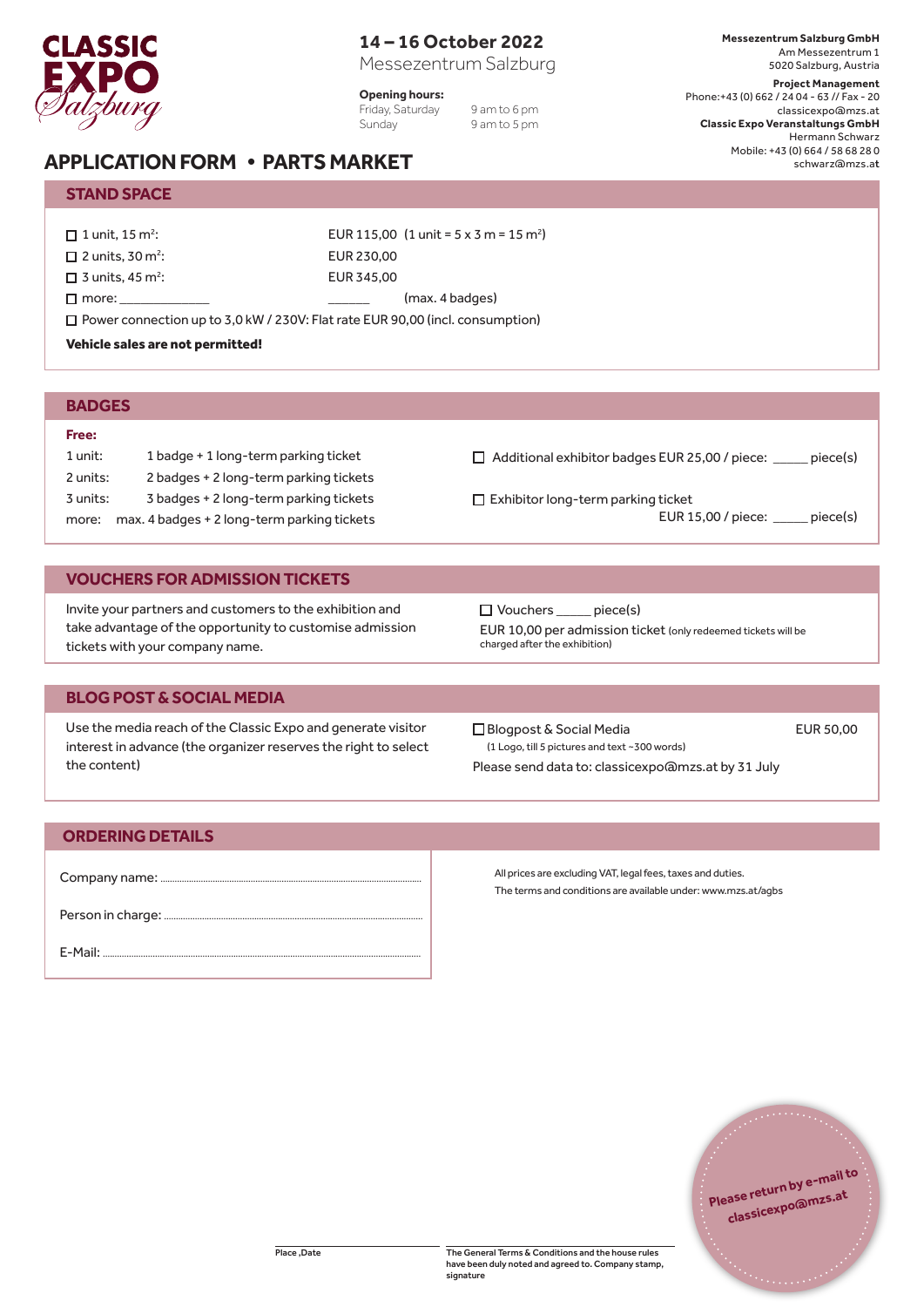CLASSIC EXPO Salzburg

**14 – 16 October 2022**
Messezentrum Salzburg

**Opening hours:**
Friday, Saturday 9 am to 6 pm
Sunday 9 am to 5 pm

**Messezentrum Salzburg GmbH**
Am Messezentrum 1
5020 Salzburg, Austria

**Project Management**
Phone:+43 (0) 662 / 24 04 - 63 // Fax - 20
classicexpo@mzs.at
**Classic Expo Veranstaltungs GmbH**
Hermann Schwarz
Mobile: +43 (0) 664 / 58 68 28 0
schwarz@mzs.at

# APPLICATION FORM • PARTS MARKET

## STAND SPACE

- ☐ 1 unit, 15 m²: EUR 115,00 (1 unit = 5 x 3 m = 15 m²)
- ☐ 2 units, 30 m²: EUR 230,00
- ☐ 3 units, 45 m²: EUR 345,00
- ☐ more: ____________ ______ (max. 4 badges)
- ☐ Power connection up to 3,0 kW / 230V: Flat rate EUR 90,00 (incl. consumption)

**Vehicle sales are not permitted!**

## BADGES

**Free:**

| | |
|---|---|
| 1 unit: | 1 badge + 1 long-term parking ticket |
| 2 units: | 2 badges + 2 long-term parking tickets |
| 3 units: | 3 badges + 2 long-term parking tickets |
| more: | max. 4 badges + 2 long-term parking tickets |

- ☐ Additional exhibitor badges EUR 25,00 / piece: _____ piece(s)
- ☐ Exhibitor long-term parking ticket EUR 15,00 / piece: _____ piece(s)

## VOUCHERS FOR ADMISSION TICKETS

Invite your partners and customers to the exhibition and take advantage of the opportunity to customise admission tickets with your company name.

☐ Vouchers _____ piece(s)
EUR 10,00 per admission ticket (only redeemed tickets will be charged after the exhibition)

## BLOG POST & SOCIAL MEDIA

Use the media reach of the Classic Expo and generate visitor interest in advance (the organizer reserves the right to select the content)

☐ Blogpost & Social Media EUR 50,00
(1 Logo, till 5 pictures and text ~300 words)
Please send data to: classicexpo@mzs.at by 31 July

## ORDERING DETAILS

Company name: ........................................

Person in charge: ........................................

E-Mail: ........................................

All prices are excluding VAT, legal fees, taxes and duties.
The terms and conditions are available under: www.mzs.at/agbs

Please return by e-mail to classicexpo@mzs.at

________________________
Place ,Date

________________________
The General Terms & Conditions and the house rules have been duly noted and agreed to. Company stamp, signature